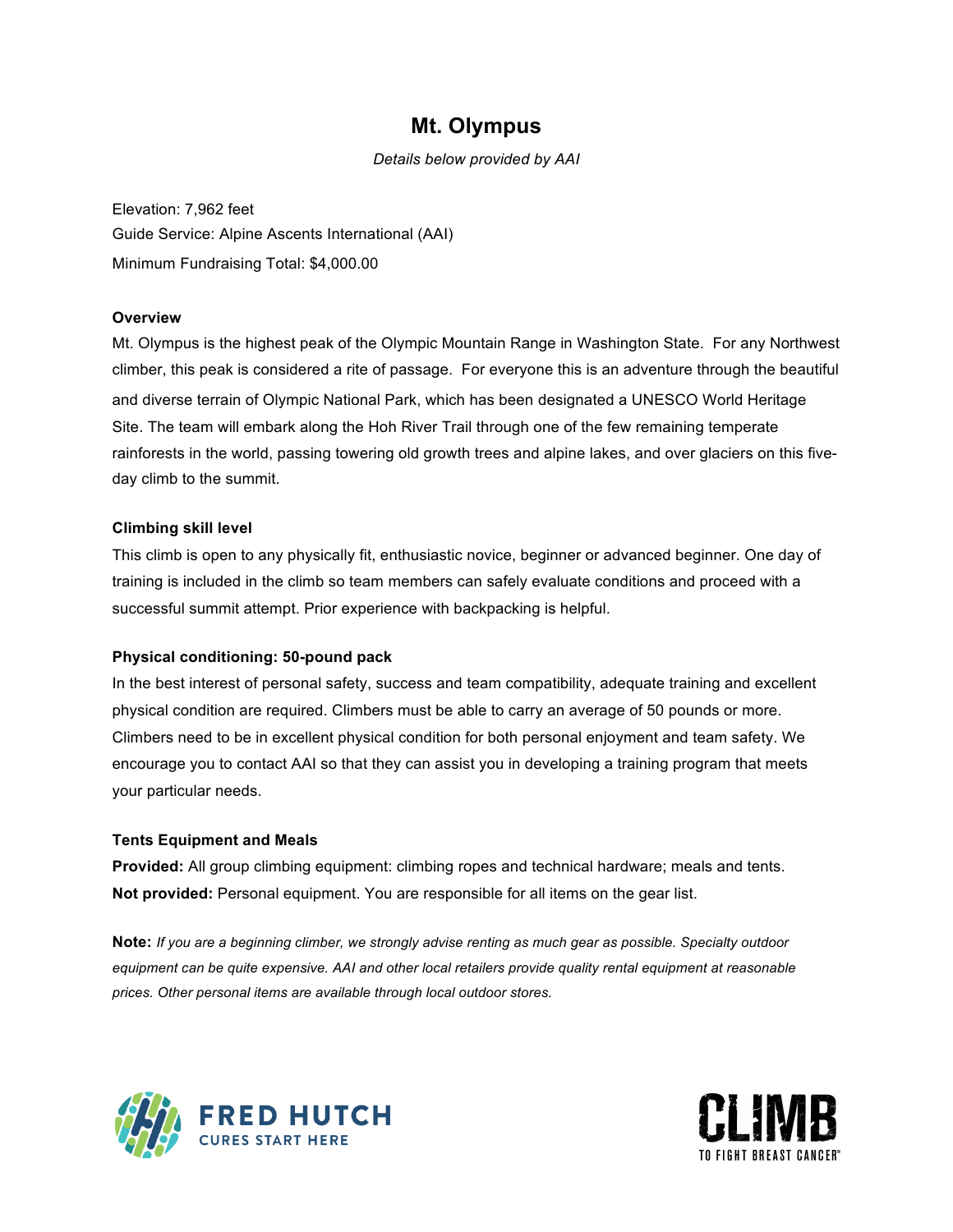# Mt. Olympus

*Details below provided by AAI*

Elevation: 7,962 feet
Guide Service: Alpine Ascents International (AAI)
Minimum Fundraising Total: $4,000.00

**Overview**

Mt. Olympus is the highest peak of the Olympic Mountain Range in Washington State. For any Northwest climber, this peak is considered a rite of passage. For everyone this is an adventure through the beautiful and diverse terrain of Olympic National Park, which has been designated a UNESCO World Heritage Site. The team will embark along the Hoh River Trail through one of the few remaining temperate rainforests in the world, passing towering old growth trees and alpine lakes, and over glaciers on this five-day climb to the summit.

**Climbing skill level**

This climb is open to any physically fit, enthusiastic novice, beginner or advanced beginner. One day of training is included in the climb so team members can safely evaluate conditions and proceed with a successful summit attempt. Prior experience with backpacking is helpful.

**Physical conditioning: 50-pound pack**

In the best interest of personal safety, success and team compatibility, adequate training and excellent physical condition are required. Climbers must be able to carry an average of 50 pounds or more. Climbers need to be in excellent physical condition for both personal enjoyment and team safety. We encourage you to contact AAI so that they can assist you in developing a training program that meets your particular needs.

**Tents Equipment and Meals**

**Provided:** All group climbing equipment: climbing ropes and technical hardware; meals and tents.
**Not provided:** Personal equipment. You are responsible for all items on the gear list.

**Note:** *If you are a beginning climber, we strongly advise renting as much gear as possible. Specialty outdoor equipment can be quite expensive. AAI and other local retailers provide quality rental equipment at reasonable prices. Other personal items are available through local outdoor stores.*

FRED HUTCH
CURES START HERE

CLIMB
TO FIGHT BREAST CANCER®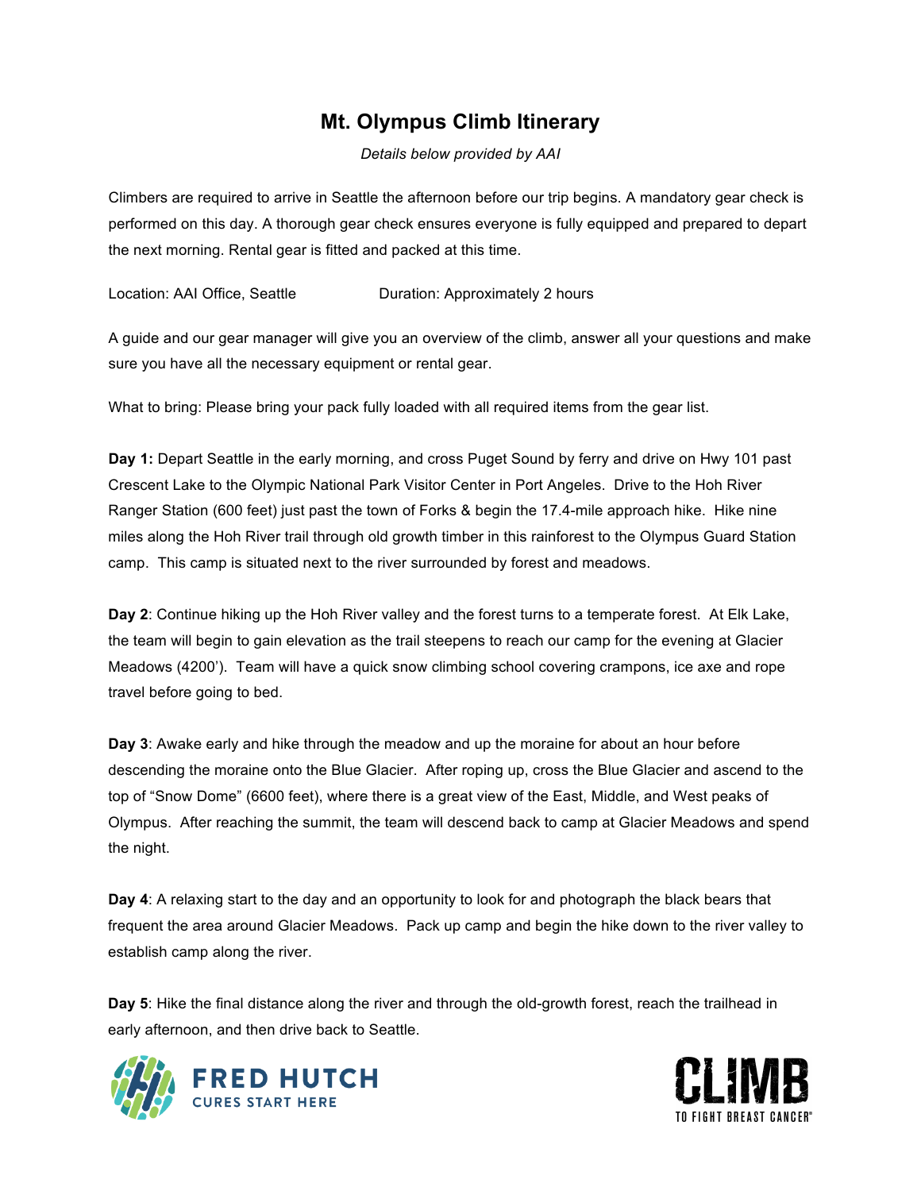# Mt. Olympus Climb Itinerary

*Details below provided by AAI*

Climbers are required to arrive in Seattle the afternoon before our trip begins. A mandatory gear check is performed on this day. A thorough gear check ensures everyone is fully equipped and prepared to depart the next morning. Rental gear is fitted and packed at this time.

Location: AAI Office, Seattle Duration: Approximately 2 hours

A guide and our gear manager will give you an overview of the climb, answer all your questions and make sure you have all the necessary equipment or rental gear.

What to bring: Please bring your pack fully loaded with all required items from the gear list.

**Day 1:** Depart Seattle in the early morning, and cross Puget Sound by ferry and drive on Hwy 101 past Crescent Lake to the Olympic National Park Visitor Center in Port Angeles. Drive to the Hoh River Ranger Station (600 feet) just past the town of Forks & begin the 17.4-mile approach hike. Hike nine miles along the Hoh River trail through old growth timber in this rainforest to the Olympus Guard Station camp. This camp is situated next to the river surrounded by forest and meadows.

**Day 2**: Continue hiking up the Hoh River valley and the forest turns to a temperate forest. At Elk Lake, the team will begin to gain elevation as the trail steepens to reach our camp for the evening at Glacier Meadows (4200'). Team will have a quick snow climbing school covering crampons, ice axe and rope travel before going to bed.

**Day 3**: Awake early and hike through the meadow and up the moraine for about an hour before descending the moraine onto the Blue Glacier. After roping up, cross the Blue Glacier and ascend to the top of "Snow Dome" (6600 feet), where there is a great view of the East, Middle, and West peaks of Olympus. After reaching the summit, the team will descend back to camp at Glacier Meadows and spend the night.

**Day 4**: A relaxing start to the day and an opportunity to look for and photograph the black bears that frequent the area around Glacier Meadows. Pack up camp and begin the hike down to the river valley to establish camp along the river.

**Day 5**: Hike the final distance along the river and through the old-growth forest, reach the trailhead in early afternoon, and then drive back to Seattle.

FRED HUTCH
CURES START HERE

CLIMB
TO FIGHT BREAST CANCER®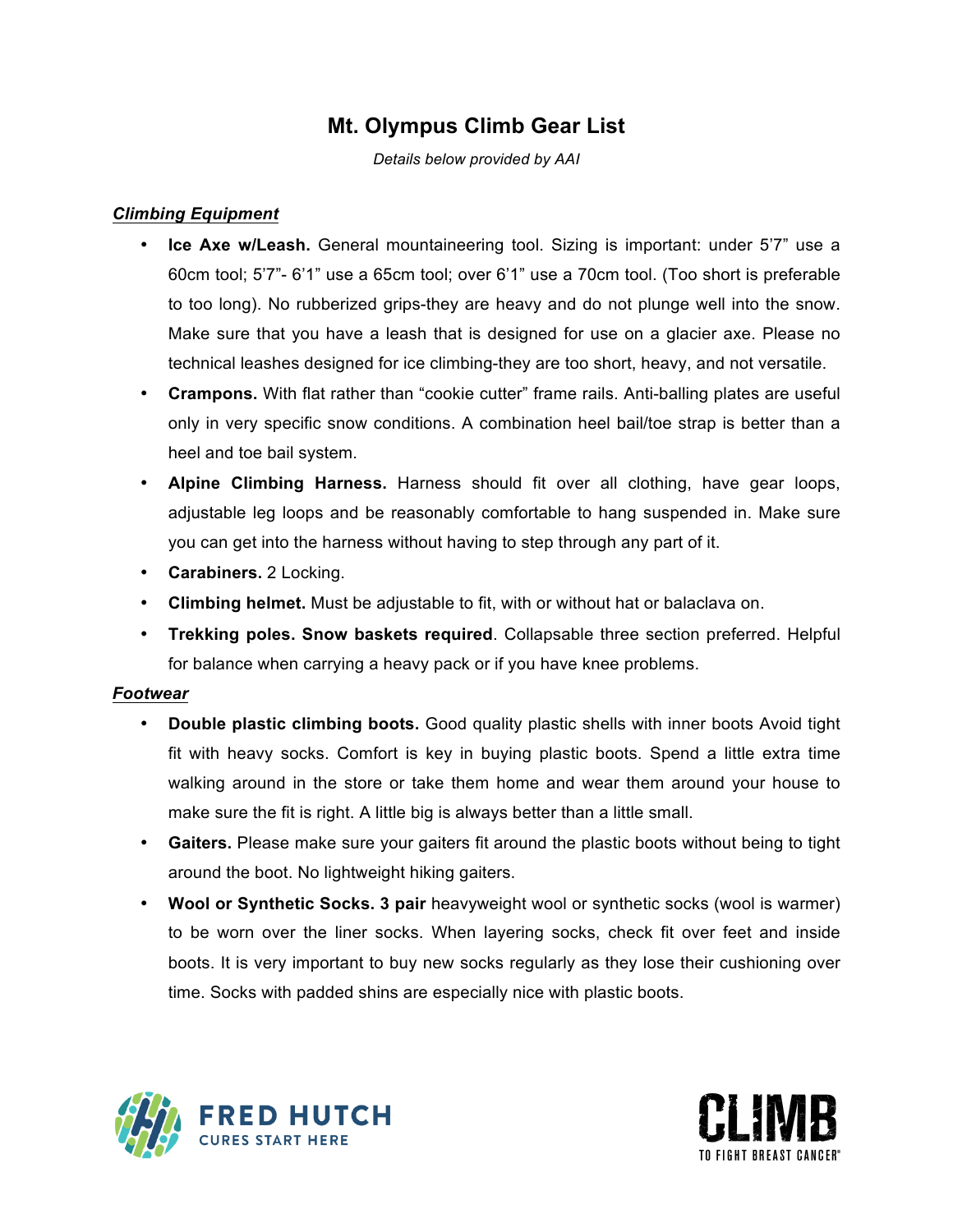# Mt. Olympus Climb Gear List

*Details below provided by AAI*

***Climbing Equipment***

- **Ice Axe w/Leash.** General mountaineering tool. Sizing is important: under 5'7" use a 60cm tool; 5'7"- 6'1" use a 65cm tool; over 6'1" use a 70cm tool. (Too short is preferable to too long). No rubberized grips-they are heavy and do not plunge well into the snow. Make sure that you have a leash that is designed for use on a glacier axe. Please no technical leashes designed for ice climbing-they are too short, heavy, and not versatile.
- **Crampons.** With flat rather than "cookie cutter" frame rails. Anti-balling plates are useful only in very specific snow conditions. A combination heel bail/toe strap is better than a heel and toe bail system.
- **Alpine Climbing Harness.** Harness should fit over all clothing, have gear loops, adjustable leg loops and be reasonably comfortable to hang suspended in. Make sure you can get into the harness without having to step through any part of it.
- **Carabiners.** 2 Locking.
- **Climbing helmet.** Must be adjustable to fit, with or without hat or balaclava on.
- **Trekking poles. Snow baskets required**. Collapsable three section preferred. Helpful for balance when carrying a heavy pack or if you have knee problems.

***Footwear***

- **Double plastic climbing boots.** Good quality plastic shells with inner boots Avoid tight fit with heavy socks. Comfort is key in buying plastic boots. Spend a little extra time walking around in the store or take them home and wear them around your house to make sure the fit is right. A little big is always better than a little small.
- **Gaiters.** Please make sure your gaiters fit around the plastic boots without being to tight around the boot. No lightweight hiking gaiters.
- **Wool or Synthetic Socks. 3 pair** heavyweight wool or synthetic socks (wool is warmer) to be worn over the liner socks. When layering socks, check fit over feet and inside boots. It is very important to buy new socks regularly as they lose their cushioning over time. Socks with padded shins are especially nice with plastic boots.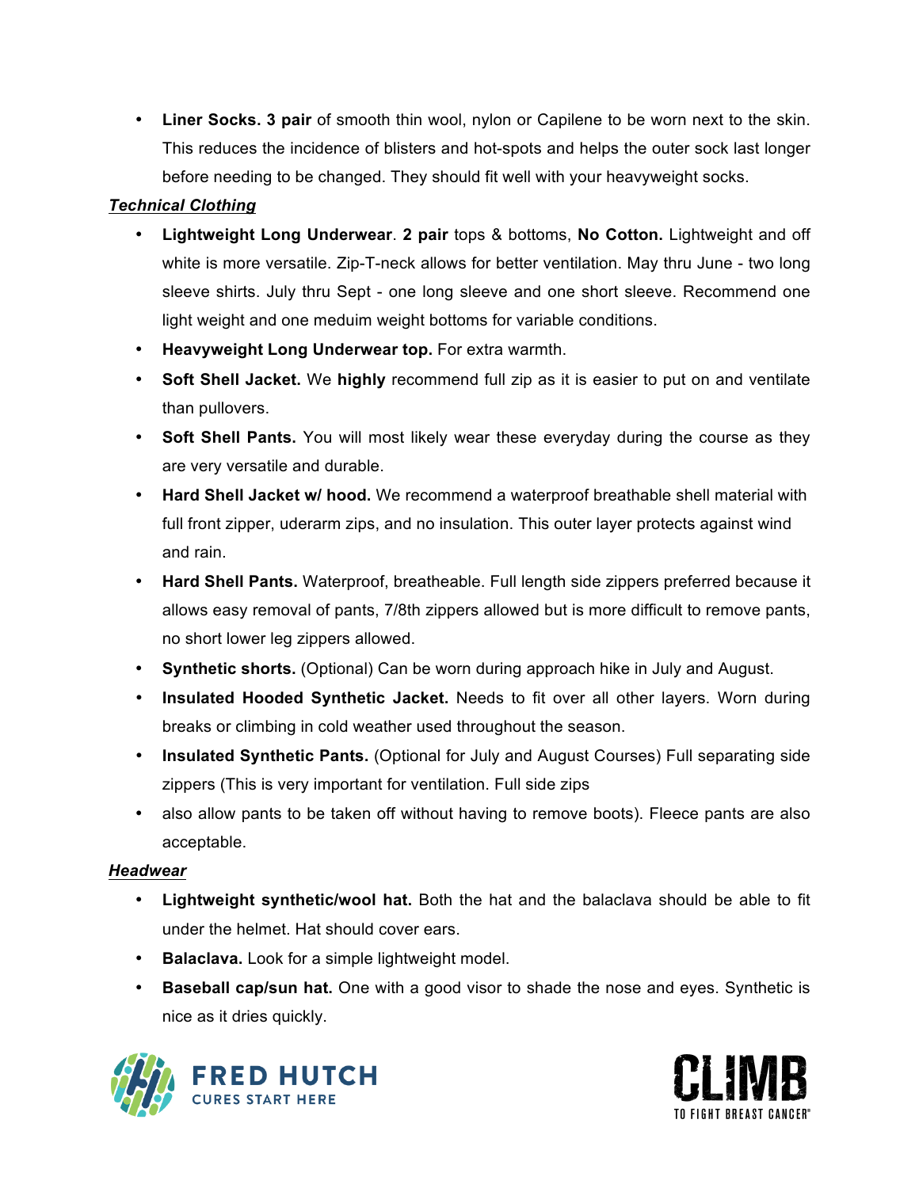- **Liner Socks. 3 pair** of smooth thin wool, nylon or Capilene to be worn next to the skin. This reduces the incidence of blisters and hot-spots and helps the outer sock last longer before needing to be changed. They should fit well with your heavyweight socks.

***Technical Clothing***

- **Lightweight Long Underwear**. **2 pair** tops & bottoms, **No Cotton.** Lightweight and off white is more versatile. Zip-T-neck allows for better ventilation. May thru June - two long sleeve shirts. July thru Sept - one long sleeve and one short sleeve. Recommend one light weight and one meduim weight bottoms for variable conditions.
- **Heavyweight Long Underwear top.** For extra warmth.
- **Soft Shell Jacket.** We **highly** recommend full zip as it is easier to put on and ventilate than pullovers.
- **Soft Shell Pants.** You will most likely wear these everyday during the course as they are very versatile and durable.
- **Hard Shell Jacket w/ hood.** We recommend a waterproof breathable shell material with full front zipper, uderarm zips, and no insulation. This outer layer protects against wind and rain.
- **Hard Shell Pants.** Waterproof, breatheable. Full length side zippers preferred because it allows easy removal of pants, 7/8th zippers allowed but is more difficult to remove pants, no short lower leg zippers allowed.
- **Synthetic shorts.** (Optional) Can be worn during approach hike in July and August.
- **Insulated Hooded Synthetic Jacket.** Needs to fit over all other layers. Worn during breaks or climbing in cold weather used throughout the season.
- **Insulated Synthetic Pants.** (Optional for July and August Courses) Full separating side zippers (This is very important for ventilation. Full side zips
- also allow pants to be taken off without having to remove boots). Fleece pants are also acceptable.

***Headwear***

- **Lightweight synthetic/wool hat.** Both the hat and the balaclava should be able to fit under the helmet. Hat should cover ears.
- **Balaclava.** Look for a simple lightweight model.
- **Baseball cap/sun hat.** One with a good visor to shade the nose and eyes. Synthetic is nice as it dries quickly.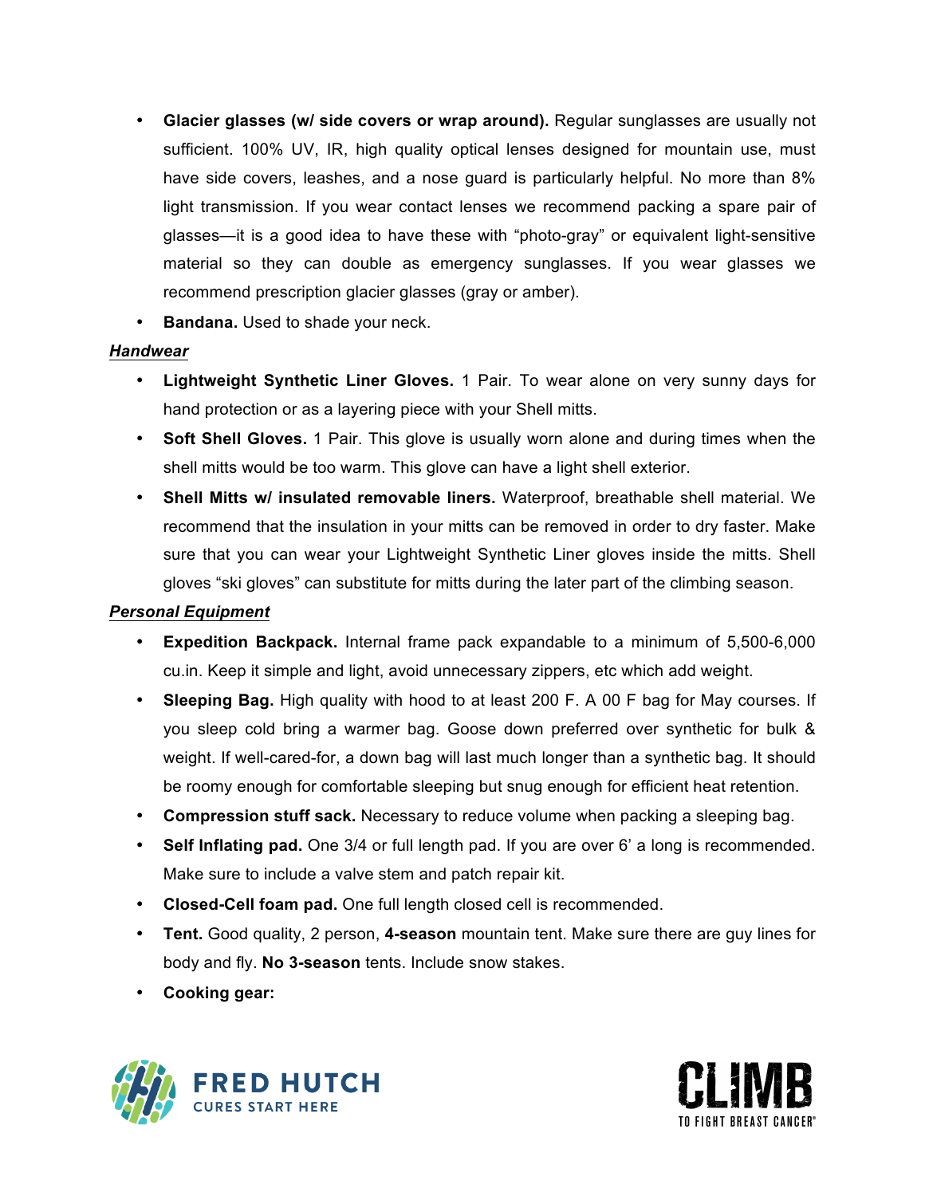- **Glacier glasses (w/ side covers or wrap around).** Regular sunglasses are usually not sufficient. 100% UV, IR, high quality optical lenses designed for mountain use, must have side covers, leashes, and a nose guard is particularly helpful. No more than 8% light transmission. If you wear contact lenses we recommend packing a spare pair of glasses—it is a good idea to have these with "photo-gray" or equivalent light-sensitive material so they can double as emergency sunglasses. If you wear glasses we recommend prescription glacier glasses (gray or amber).
- **Bandana.** Used to shade your neck.

***Handwear***

- **Lightweight Synthetic Liner Gloves.** 1 Pair. To wear alone on very sunny days for hand protection or as a layering piece with your Shell mitts.
- **Soft Shell Gloves.** 1 Pair. This glove is usually worn alone and during times when the shell mitts would be too warm. This glove can have a light shell exterior.
- **Shell Mitts w/ insulated removable liners.** Waterproof, breathable shell material. We recommend that the insulation in your mitts can be removed in order to dry faster. Make sure that you can wear your Lightweight Synthetic Liner gloves inside the mitts. Shell gloves "ski gloves" can substitute for mitts during the later part of the climbing season.

***Personal Equipment***

- **Expedition Backpack.** Internal frame pack expandable to a minimum of 5,500-6,000 cu.in. Keep it simple and light, avoid unnecessary zippers, etc which add weight.
- **Sleeping Bag.** High quality with hood to at least 200 F. A 00 F bag for May courses. If you sleep cold bring a warmer bag. Goose down preferred over synthetic for bulk & weight. If well-cared-for, a down bag will last much longer than a synthetic bag. It should be roomy enough for comfortable sleeping but snug enough for efficient heat retention.
- **Compression stuff sack.** Necessary to reduce volume when packing a sleeping bag.
- **Self Inflating pad.** One 3/4 or full length pad. If you are over 6' a long is recommended. Make sure to include a valve stem and patch repair kit.
- **Closed-Cell foam pad.** One full length closed cell is recommended.
- **Tent.** Good quality, 2 person, **4-season** mountain tent. Make sure there are guy lines for body and fly. **No 3-season** tents. Include snow stakes.
- **Cooking gear:**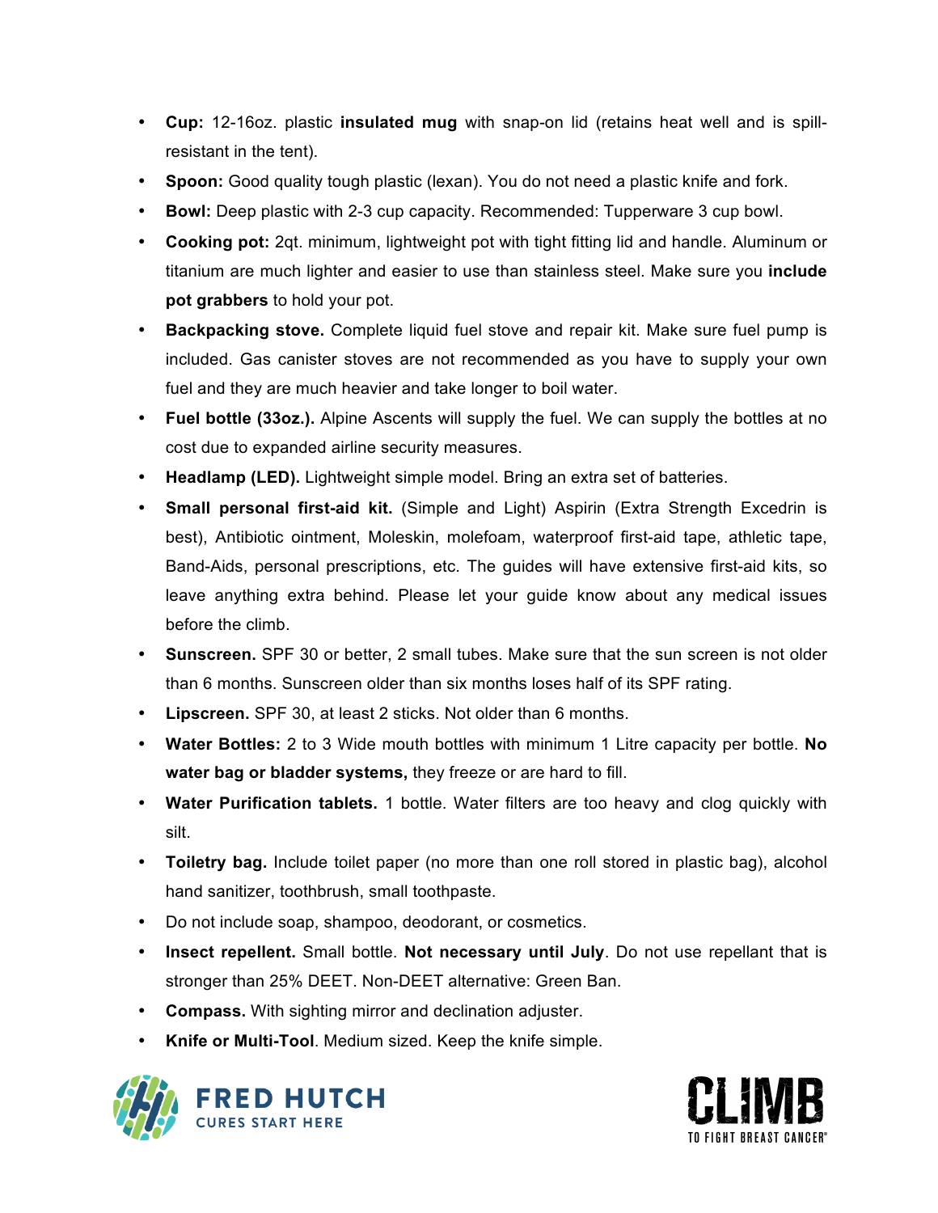- **Cup:** 12-16oz. plastic **insulated mug** with snap-on lid (retains heat well and is spill-resistant in the tent).
- **Spoon:** Good quality tough plastic (lexan). You do not need a plastic knife and fork.
- **Bowl:** Deep plastic with 2-3 cup capacity. Recommended: Tupperware 3 cup bowl.
- **Cooking pot:** 2qt. minimum, lightweight pot with tight fitting lid and handle. Aluminum or titanium are much lighter and easier to use than stainless steel. Make sure you **include pot grabbers** to hold your pot.
- **Backpacking stove.** Complete liquid fuel stove and repair kit. Make sure fuel pump is included. Gas canister stoves are not recommended as you have to supply your own fuel and they are much heavier and take longer to boil water.
- **Fuel bottle (33oz.).** Alpine Ascents will supply the fuel. We can supply the bottles at no cost due to expanded airline security measures.
- **Headlamp (LED).** Lightweight simple model. Bring an extra set of batteries.
- **Small personal first-aid kit.** (Simple and Light) Aspirin (Extra Strength Excedrin is best), Antibiotic ointment, Moleskin, molefoam, waterproof first-aid tape, athletic tape, Band-Aids, personal prescriptions, etc. The guides will have extensive first-aid kits, so leave anything extra behind. Please let your guide know about any medical issues before the climb.
- **Sunscreen.** SPF 30 or better, 2 small tubes. Make sure that the sun screen is not older than 6 months. Sunscreen older than six months loses half of its SPF rating.
- **Lipscreen.** SPF 30, at least 2 sticks. Not older than 6 months.
- **Water Bottles:** 2 to 3 Wide mouth bottles with minimum 1 Litre capacity per bottle. **No water bag or bladder systems,** they freeze or are hard to fill.
- **Water Purification tablets.** 1 bottle. Water filters are too heavy and clog quickly with silt.
- **Toiletry bag.** Include toilet paper (no more than one roll stored in plastic bag), alcohol hand sanitizer, toothbrush, small toothpaste.
- Do not include soap, shampoo, deodorant, or cosmetics.
- **Insect repellent.** Small bottle. **Not necessary until July**. Do not use repellant that is stronger than 25% DEET. Non-DEET alternative: Green Ban.
- **Compass.** With sighting mirror and declination adjuster.
- **Knife or Multi-Tool**. Medium sized. Keep the knife simple.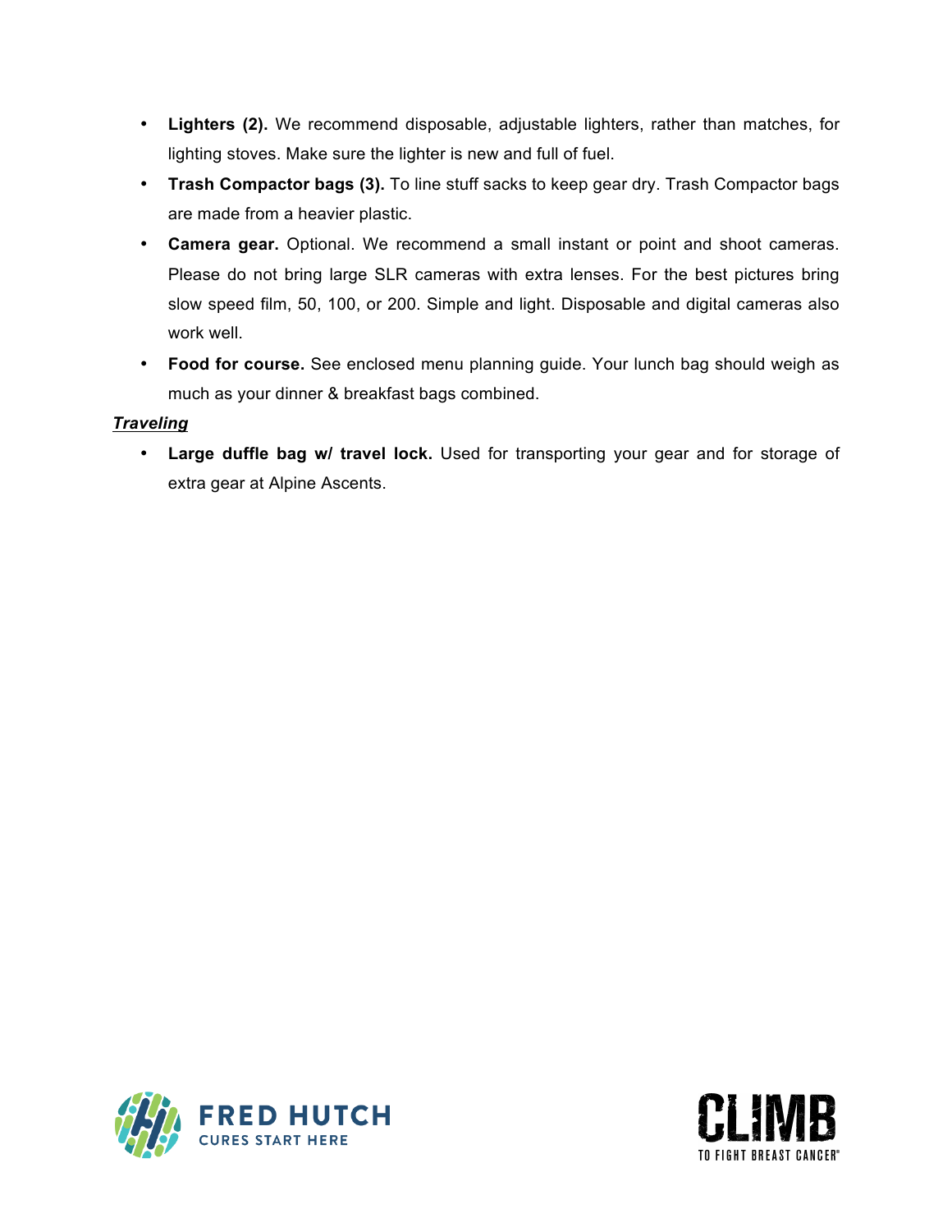- **Lighters (2).** We recommend disposable, adjustable lighters, rather than matches, for lighting stoves. Make sure the lighter is new and full of fuel.
- **Trash Compactor bags (3).** To line stuff sacks to keep gear dry. Trash Compactor bags are made from a heavier plastic.
- **Camera gear.** Optional. We recommend a small instant or point and shoot cameras. Please do not bring large SLR cameras with extra lenses. For the best pictures bring slow speed film, 50, 100, or 200. Simple and light. Disposable and digital cameras also work well.
- **Food for course.** See enclosed menu planning guide. Your lunch bag should weigh as much as your dinner & breakfast bags combined.

***Traveling***

- **Large duffle bag w/ travel lock.** Used for transporting your gear and for storage of extra gear at Alpine Ascents.